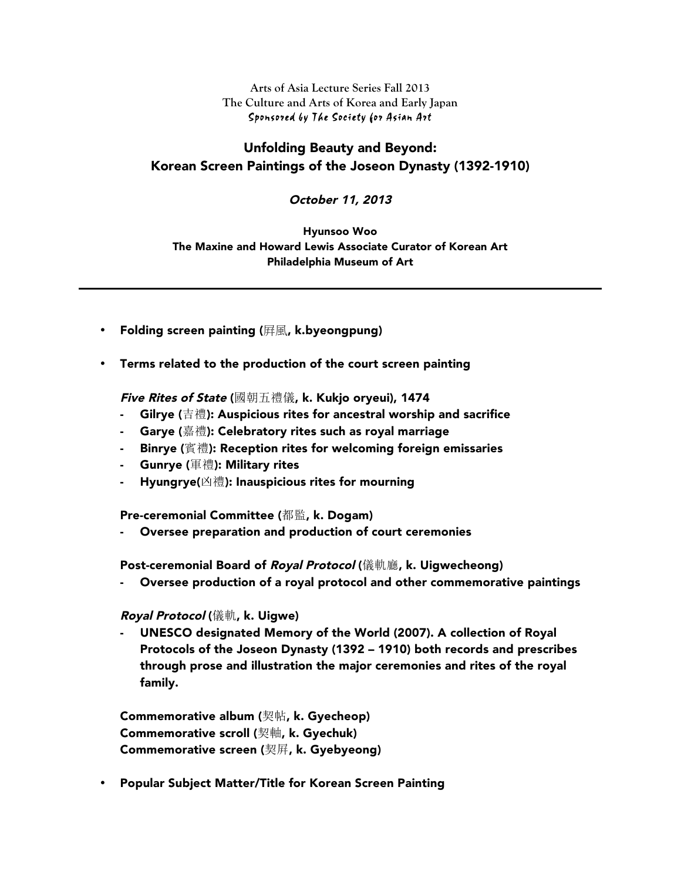Arts of Asia Lecture Series Fall 2013
The Culture and Arts of Korea and Early Japan
*Sponsored by The Society for Asian Art*

## Unfolding Beauty and Beyond: Korean Screen Paintings of the Joseon Dynasty (1392-1910)

***October 11, 2013***

**Hyunsoo Woo**
**The Maxine and Howard Lewis Associate Curator of Korean Art**
**Philadelphia Museum of Art**

---

- **Folding screen painting (屛風, k.byeongpung)**

- **Terms related to the production of the court screen painting**

  ***Five Rites of State*** **(國朝五禮儀, k. Kukjo oryeui), 1474**
  - **Gilrye (吉禮): Auspicious rites for ancestral worship and sacrifice**
  - **Garye (嘉禮): Celebratory rites such as royal marriage**
  - **Binrye (賓禮): Reception rites for welcoming foreign emissaries**
  - **Gunrye (軍禮): Military rites**
  - **Hyungrye(凶禮): Inauspicious rites for mourning**

  **Pre-ceremonial Committee (都監, k. Dogam)**
  - **Oversee preparation and production of court ceremonies**

  **Post-ceremonial Board of *Royal Protocol* (儀軌廳, k. Uigwecheong)**
  - **Oversee production of a royal protocol and other commemorative paintings**

  ***Royal Protocol*** **(儀軌, k. Uigwe)**
  - **UNESCO designated Memory of the World (2007). A collection of Royal Protocols of the Joseon Dynasty (1392 – 1910) both records and prescribes through prose and illustration the major ceremonies and rites of the royal family.**

  **Commemorative album (契帖, k. Gyecheop)**
  **Commemorative scroll (契軸, k. Gyechuk)**
  **Commemorative screen (契屛, k. Gyebyeong)**

- **Popular Subject Matter/Title for Korean Screen Painting**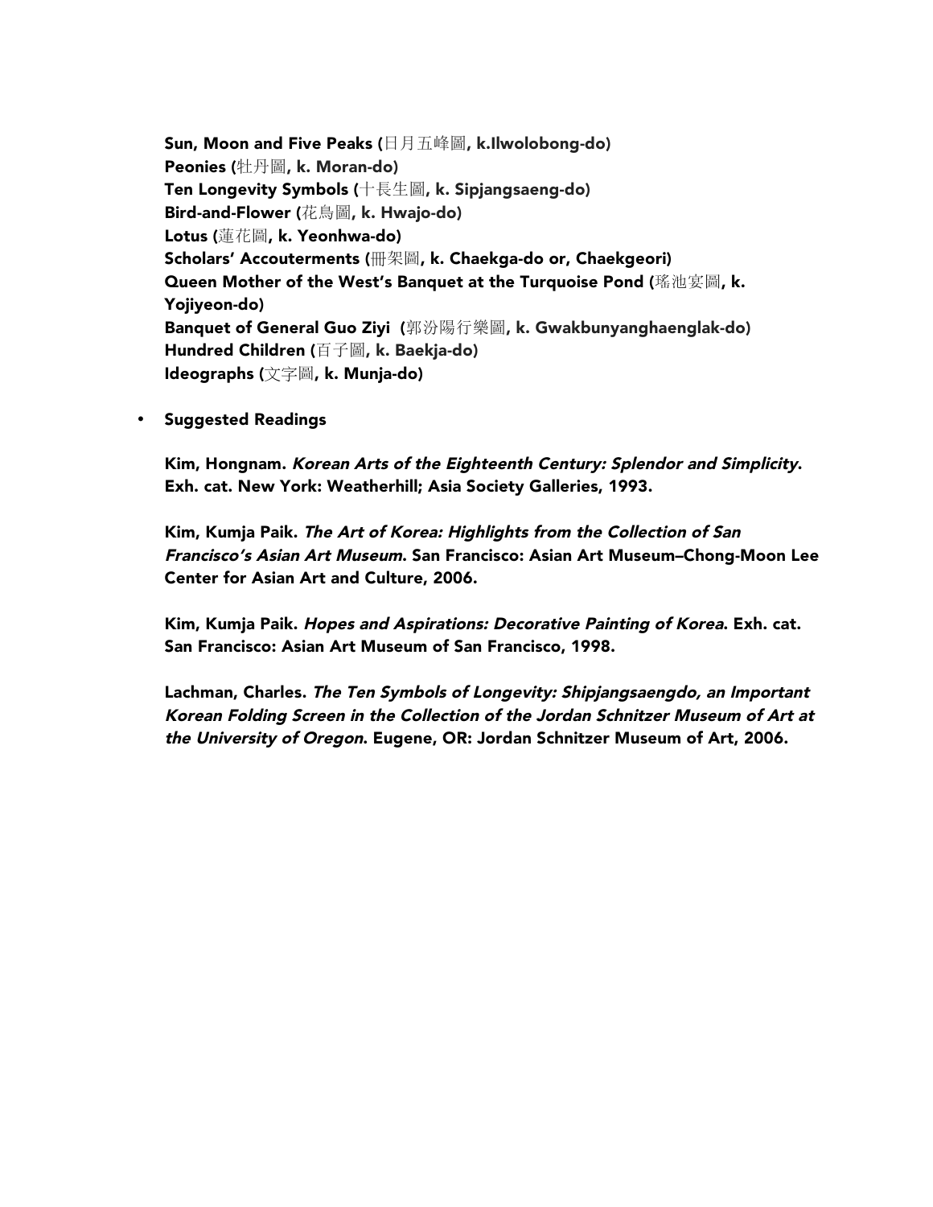**Sun, Moon and Five Peaks (**日月五峰圖**, k.Ilwolobong-do)**
**Peonies (**牡丹圖**, k. Moran-do)**
**Ten Longevity Symbols (**十長生圖**, k. Sipjangsaeng-do)**
**Bird-and-Flower (**花鳥圖**, k. Hwajo-do)**
**Lotus (**蓮花圖**, k. Yeonhwa-do)**
**Scholars' Accouterments (**冊架圖**, k. Chaekga-do or, Chaekgeori)**
**Queen Mother of the West's Banquet at the Turquoise Pond (**瑤池宴圖**, k. Yojiyeon-do)**
**Banquet of General Guo Ziyi (**郭汾陽行樂圖**, k. Gwakbunyanghaenglak-do)**
**Hundred Children (**百子圖**, k. Baekja-do)**
**Ideographs (**文字圖**, k. Munja-do)**

- **Suggested Readings**

  **Kim, Hongnam. *Korean Arts of the Eighteenth Century: Splendor and Simplicity*. Exh. cat. New York: Weatherhill; Asia Society Galleries, 1993.**

  **Kim, Kumja Paik. *The Art of Korea: Highlights from the Collection of San Francisco's Asian Art Museum*. San Francisco: Asian Art Museum–Chong-Moon Lee Center for Asian Art and Culture, 2006.**

  **Kim, Kumja Paik. *Hopes and Aspirations: Decorative Painting of Korea*. Exh. cat. San Francisco: Asian Art Museum of San Francisco, 1998.**

  **Lachman, Charles. *The Ten Symbols of Longevity: Shipjangsaengdo, an Important Korean Folding Screen in the Collection of the Jordan Schnitzer Museum of Art at the University of Oregon*. Eugene, OR: Jordan Schnitzer Museum of Art, 2006.**